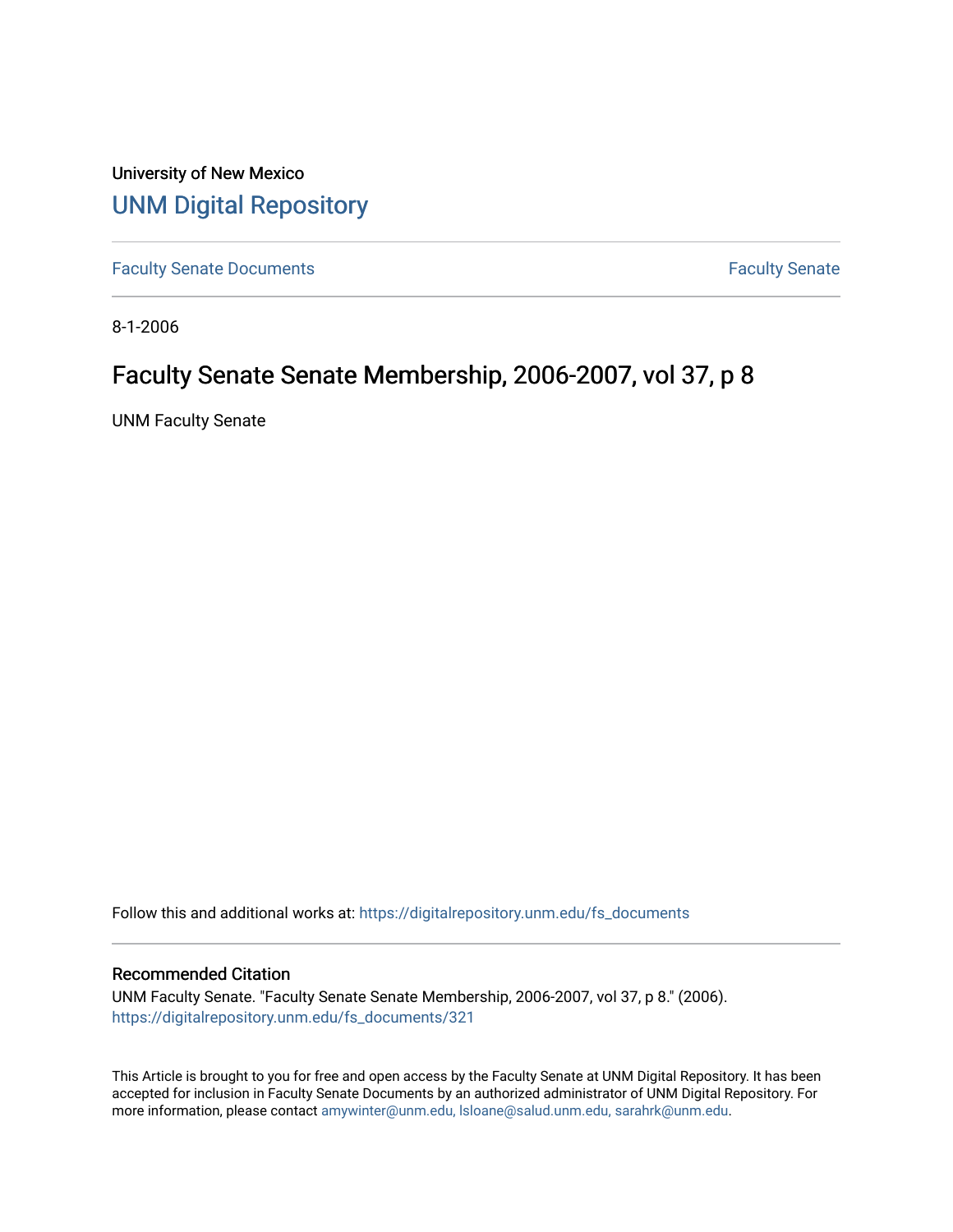University of New Mexico

# UNM Digital Repository

Faculty Senate Documents

Faculty Senate

8-1-2006

## Faculty Senate Senate Membership, 2006-2007, vol 37, p 8

UNM Faculty Senate

Follow this and additional works at: https://digitalrepository.unm.edu/fs_documents

### Recommended Citation

UNM Faculty Senate. "Faculty Senate Senate Membership, 2006-2007, vol 37, p 8." (2006). https://digitalrepository.unm.edu/fs_documents/321

This Article is brought to you for free and open access by the Faculty Senate at UNM Digital Repository. It has been accepted for inclusion in Faculty Senate Documents by an authorized administrator of UNM Digital Repository. For more information, please contact amywinter@unm.edu, lsloane@salud.unm.edu, sarahrk@unm.edu.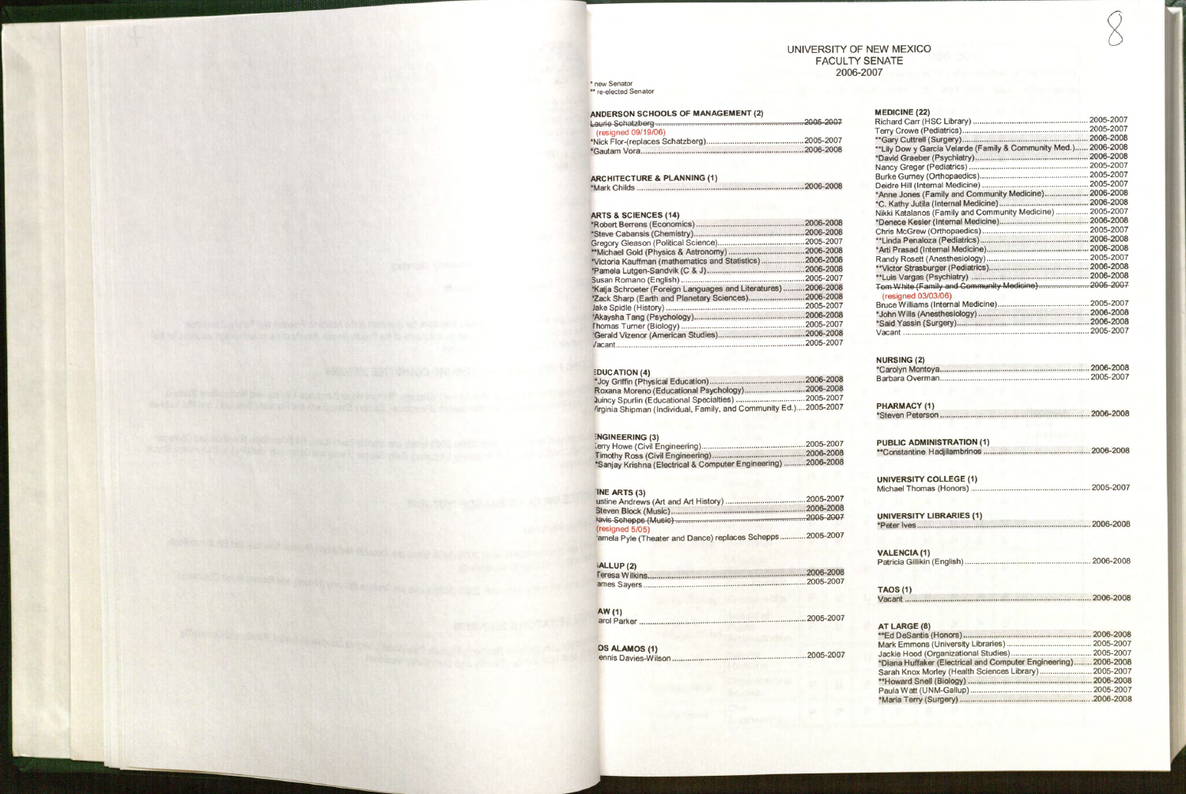# UNIVERSITY OF NEW MEXICO
## FACULTY SENATE
### 2006-2007

\* new Senator
\*\* re-elected Senator

**ANDERSON SCHOOLS OF MANAGEMENT (2)**

~~Laurie Schatzberg ........ 2005-2007~~
(resigned 09/19/06)
*Nick Flor-(replaces Schatzberg) ........ 2005-2007
*Gautam Vora ........ 2006-2008

**ARCHITECTURE & PLANNING (1)**

*Mark Childs ........ 2006-2008

**ARTS & SCIENCES (14)**

*Robert Berrens (Economics) ........ 2006-2008
*Steve Cabaniss (Chemistry) ........ 2006-2008
Gregory Gleason (Political Science) ........ 2005-2007
**Michael Gold (Physics & Astronomy) ........ 2006-2008
*Victoria Kauffman (mathematics and Statistics) ........ 2006-2008
*Pamela Lutgen-Sandvik (C & J) ........ 2006-2008
Susan Romano (English) ........ 2005-2007
*Katja Schroeter (Foreign Languages and Literatures) ........ 2006-2008
*Zack Sharp (Earth and Planetary Sciences) ........ 2006-2008
Jake Spidle (History) ........ 2005-2007
*Akaysha Tang (Psychology) ........ 2006-2008
Thomas Turner (Biology) ........ 2005-2007
*Gerald Vizenor (American Studies) ........ 2006-2008
Vacant ........ 2005-2007

**EDUCATION (4)**

*Joy Griffin (Physical Education) ........ 2006-2008
Roxana Moreno (Educational Psychology) ........ 2006-2008
Quincy Spurlin (Educational Specialties) ........ 2005-2007
Virginia Shipman (Individual, Family, and Community Ed.) ........ 2005-2007

**ENGINEERING (3)**

Jerry Howe (Civil Engineering) ........ 2005-2007
Timothy Ross (Civil Engineering) ........ 2006-2008
*Sanjay Krishna (Electrical & Computer Engineering) ........ 2006-2008

**FINE ARTS (3)**

Justine Andrews (Art and Art History) ........ 2005-2007
Steven Block (Music) ........ 2006-2008
~~Davis Schepps (Music) ........ 2005-2007~~
(resigned 5/05)
Pamela Pyle (Theater and Dance) replaces Schepps ........ 2005-2007

**GALLUP (2)**

Teresa Wilkins ........ 2006-2008
James Sayers ........ 2005-2007

**LAW (1)**

Carol Parker ........ 2005-2007

**LOS ALAMOS (1)**

Dennis Davies-Wilson ........ 2005-2007

**MEDICINE (22)**

Richard Carr (HSC Library) ........ 2005-2007
Terry Crowe (Pediatrics) ........ 2005-2007
**Gary Cuttrell (Surgery) ........ 2006-2008
**Lily Dow y Garcia Velarde (Family & Community Med.) ........ 2006-2008
*David Graeber (Psychiatry) ........ 2006-2008
Nancy Greger (Pediatrics) ........ 2005-2007
Burke Gurney (Orthopaedics) ........ 2005-2007
Deidre Hill (Internal Medicine) ........ 2005-2007
*Anne Jones (Family and Community Medicine) ........ 2006-2008
*C. Kathy Jutila (Internal Medicine) ........ 2006-2008
Nikki Katalanos (Family and Community Medicine) ........ 2005-2007
*Denece Kesler (Internal Medicine) ........ 2006-2008
Chris McGrew (Orthopaedics) ........ 2005-2007
**Linda Penaloza (Pediatrics) ........ 2006-2008
*Arti Prasad (Internal Medicine) ........ 2006-2008
Randy Rosett (Anesthesiology) ........ 2005-2007
**Victor Strasburger (Pediatrics) ........ 2006-2008
**Luis Vargas (Psychiatry) ........ 2006-2008
~~Tom White (Family and Community Medicine) ........ 2005-2007~~
(resigned 03/03/06)
Bruce Williams (Internal Medicine) ........ 2005-2007
*John Wills (Anesthesiology) ........ 2006-2008
*Said Yassin (Surgery) ........ 2006-2008
Vacant ........ 2005-2007

**NURSING (2)**

*Carolyn Montoya ........ 2006-2008
Barbara Overman ........ 2005-2007

**PHARMACY (1)**

*Steven Peterson ........ 2006-2008

**PUBLIC ADMINISTRATION (1)**

**Constantine Hadjilambrinos ........ 2006-2008

**UNIVERSITY COLLEGE (1)**

Michael Thomas (Honors) ........ 2005-2007

**UNIVERSITY LIBRARIES (1)**

*Peter Ives ........ 2006-2008

**VALENCIA (1)**

Patricia Gillikin (English) ........ 2006-2008

**TAOS (1)**

Vacant ........ 2006-2008

**AT LARGE (8)**

**Ed DeSantis (Honors) ........ 2006-2008
Mark Emmons (University Libraries) ........ 2005-2007
Jackie Hood (Organizational Studies) ........ 2005-2007
*Diana Huffaker (Electrical and Computer Engineering) ........ 2006-2008
Sarah Knox Morley (Health Sciences Library) ........ 2005-2007
**Howard Snell (Biology) ........ 2006-2008
Paula Watt (UNM-Gallup) ........ 2005-2007
*Maria Terry (Surgery) ........ 2006-2008